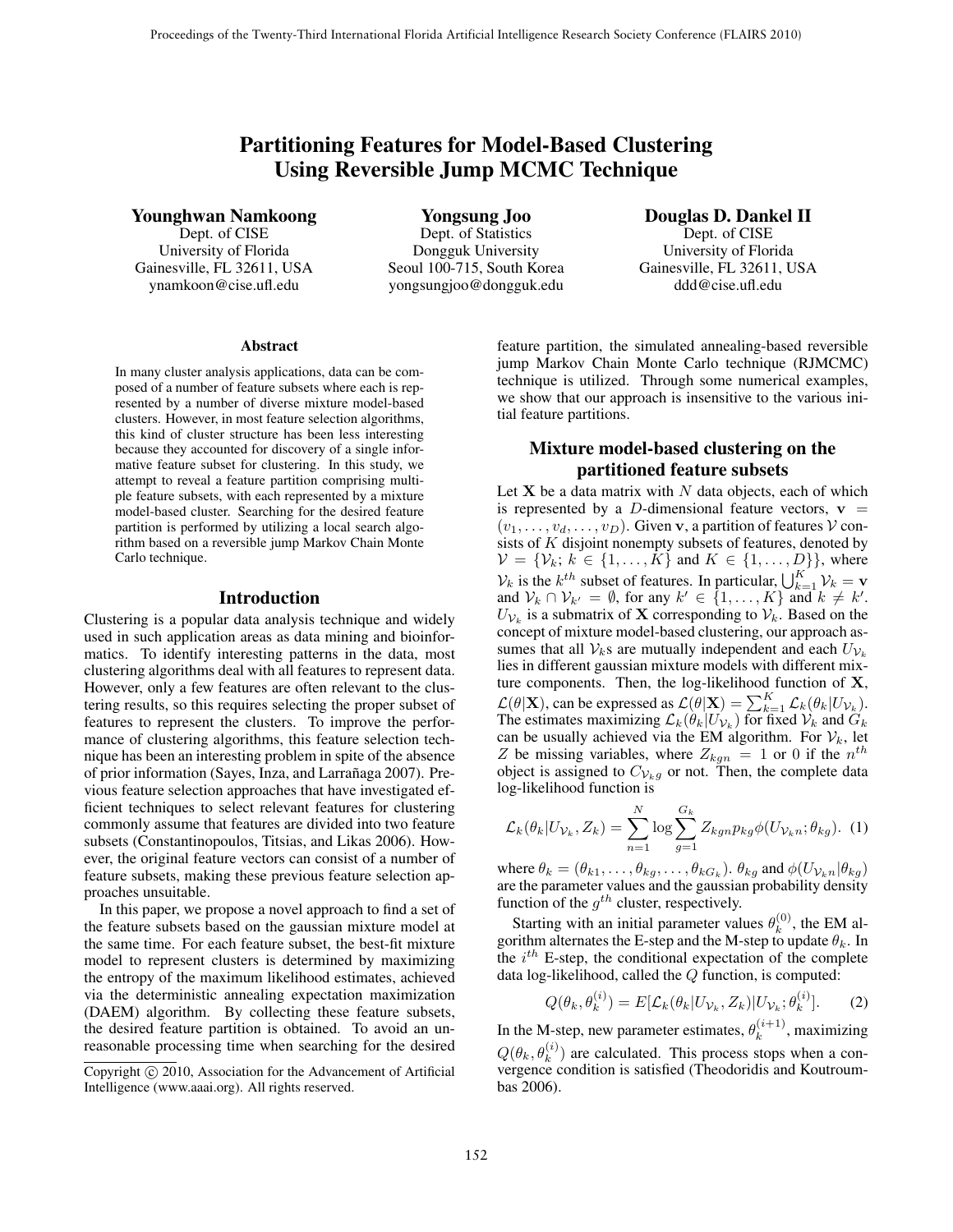# Partitioning Features for Model-Based Clustering Using Reversible Jump MCMC Technique

**Younghwan Namkoong**
Dept. of CISE
University of Florida
Gainesville, FL 32611, USA
ynamkoon@cise.ufl.edu

**Yongsung Joo**
Dept. of Statistics
Dongguk University
Seoul 100-715, South Korea
yongsungjoo@dongguk.edu

**Douglas D. Dankel II**
Dept. of CISE
University of Florida
Gainesville, FL 32611, USA
ddd@cise.ufl.edu

## Abstract

In many cluster analysis applications, data can be composed of a number of feature subsets where each is represented by a number of diverse mixture model-based clusters. However, in most feature selection algorithms, this kind of cluster structure has been less interesting because they accounted for discovery of a single informative feature subset for clustering. In this study, we attempt to reveal a feature partition comprising multiple feature subsets, with each represented by a mixture model-based cluster. Searching for the desired feature partition is performed by utilizing a local search algorithm based on a reversible jump Markov Chain Monte Carlo technique.

## Introduction

Clustering is a popular data analysis technique and widely used in such application areas as data mining and bioinformatics. To identify interesting patterns in the data, most clustering algorithms deal with all features to represent data. However, only a few features are often relevant to the clustering results, so this requires selecting the proper subset of features to represent the clusters. To improve the performance of clustering algorithms, this feature selection technique has been an interesting problem in spite of the absence of prior information (Sayes, Inza, and Larrañaga 2007). Previous feature selection approaches that have investigated efficient techniques to select relevant features for clustering commonly assume that features are divided into two feature subsets (Constantinopoulos, Titsias, and Likas 2006). However, the original feature vectors can consist of a number of feature subsets, making these previous feature selection approaches unsuitable.

In this paper, we propose a novel approach to find a set of the feature subsets based on the gaussian mixture model at the same time. For each feature subset, the best-fit mixture model to represent clusters is determined by maximizing the entropy of the maximum likelihood estimates, achieved via the deterministic annealing expectation maximization (DAEM) algorithm. By collecting these feature subsets, the desired feature partition is obtained. To avoid an unreasonable processing time when searching for the desired feature partition, the simulated annealing-based reversible jump Markov Chain Monte Carlo technique (RJMCMC) technique is utilized. Through some numerical examples, we show that our approach is insensitive to the various initial feature partitions.

Copyright © 2010, Association for the Advancement of Artificial Intelligence (www.aaai.org). All rights reserved.

## Mixture model-based clustering on the partitioned feature subsets

Let $\mathbf{X}$ be a data matrix with $N$ data objects, each of which is represented by a $D$-dimensional feature vectors, $\mathbf{v} = (v_1, \ldots, v_d, \ldots, v_D)$. Given $\mathbf{v}$, a partition of features $\mathcal{V}$ consists of $K$ disjoint nonempty subsets of features, denoted by $\mathcal{V} = \{\mathcal{V}_k;\, k \in \{1, \ldots, K\}$ and $K \in \{1, \ldots, D\}\}$, where $\mathcal{V}_k$ is the $k^{th}$ subset of features. In particular, $\bigcup_{k=1}^{K} \mathcal{V}_k = \mathbf{v}$ and $\mathcal{V}_k \cap \mathcal{V}_{k'} = \emptyset$, for any $k' \in \{1, \ldots, K\}$ and $k \neq k'$. $U_{\mathcal{V}_k}$ is a submatrix of $\mathbf{X}$ corresponding to $\mathcal{V}_k$. Based on the concept of mixture model-based clustering, our approach assumes that all $\mathcal{V}_k$s are mutually independent and each $U_{\mathcal{V}_k}$ lies in different gaussian mixture models with different mixture components. Then, the log-likelihood function of $\mathbf{X}$, $\mathcal{L}(\theta|\mathbf{X})$, can be expressed as $\mathcal{L}(\theta|\mathbf{X}) = \sum_{k=1}^{K} \mathcal{L}_k(\theta_k|U_{\mathcal{V}_k})$. The estimates maximizing $\mathcal{L}_k(\theta_k|U_{\mathcal{V}_k})$ for fixed $\mathcal{V}_k$ and $G_k$ can be usually achieved via the EM algorithm. For $\mathcal{V}_k$, let $Z$ be missing variables, where $Z_{kgn} = 1$ or 0 if the $n^{th}$ object is assigned to $C_{\mathcal{V}_k g}$ or not. Then, the complete data log-likelihood function is

$$\mathcal{L}_k(\theta_k|U_{\mathcal{V}_k}, Z_k) = \sum_{n=1}^{N} \log \sum_{g=1}^{G_k} Z_{kgn} p_{kg} \phi(U_{\mathcal{V}_k n}; \theta_{kg}). \quad (1)$$

where $\theta_k = (\theta_{k1}, \ldots, \theta_{kg}, \ldots, \theta_{kG_k})$. $\theta_{kg}$ and $\phi(U_{\mathcal{V}_k n}|\theta_{kg})$ are the parameter values and the gaussian probability density function of the $g^{th}$ cluster, respectively.

Starting with an initial parameter values $\theta_k^{(0)}$, the EM algorithm alternates the E-step and the M-step to update $\theta_k$. In the $i^{th}$ E-step, the conditional expectation of the complete data log-likelihood, called the $Q$ function, is computed:

$$Q(\theta_k, \theta_k^{(i)}) = E[\mathcal{L}_k(\theta_k|U_{\mathcal{V}_k}, Z_k)|U_{\mathcal{V}_k}; \theta_k^{(i)}]. \quad (2)$$

In the M-step, new parameter estimates, $\theta_k^{(i+1)}$, maximizing $Q(\theta_k, \theta_k^{(i)})$ are calculated. This process stops when a convergence condition is satisfied (Theodoridis and Koutroumbas 2006).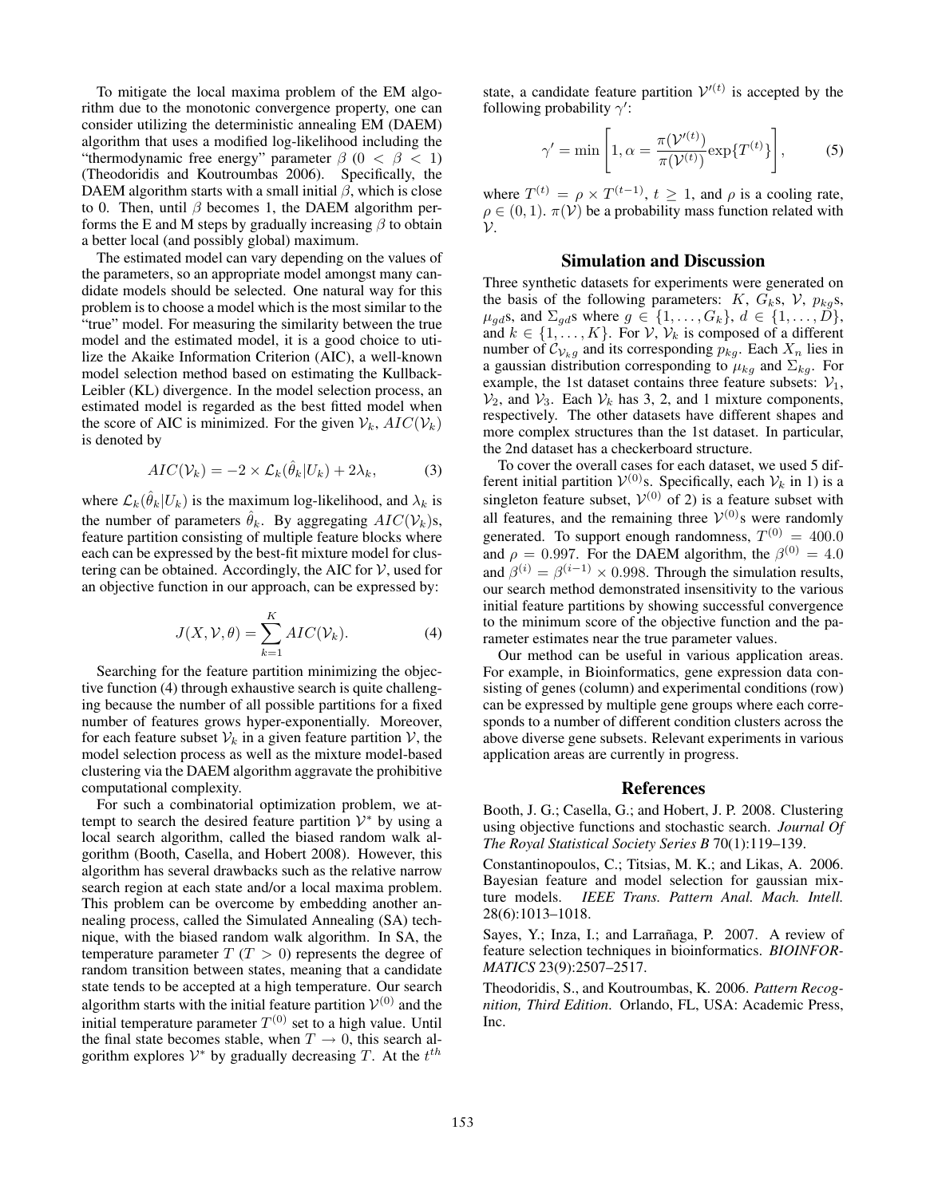To mitigate the local maxima problem of the EM algorithm due to the monotonic convergence property, one can consider utilizing the deterministic annealing EM (DAEM) algorithm that uses a modified log-likelihood including the "thermodynamic free energy" parameter $\beta$ ($0 < \beta < 1$) (Theodoridis and Koutroumbas 2006). Specifically, the DAEM algorithm starts with a small initial $\beta$, which is close to 0. Then, until $\beta$ becomes 1, the DAEM algorithm performs the E and M steps by gradually increasing $\beta$ to obtain a better local (and possibly global) maximum.

The estimated model can vary depending on the values of the parameters, so an appropriate model amongst many candidate models should be selected. One natural way for this problem is to choose a model which is the most similar to the "true" model. For measuring the similarity between the true model and the estimated model, it is a good choice to utilize the Akaike Information Criterion (AIC), a well-known model selection method based on estimating the Kullback-Leibler (KL) divergence. In the model selection process, an estimated model is regarded as the best fitted model when the score of AIC is minimized. For the given $\mathcal{V}_k$, $AIC(\mathcal{V}_k)$ is denoted by

$$AIC(\mathcal{V}_k) = -2 \times \mathcal{L}_k(\hat{\theta}_k|U_k) + 2\lambda_k, \tag{3}$$

where $\mathcal{L}_k(\hat{\theta}_k|U_k)$ is the maximum log-likelihood, and $\lambda_k$ is the number of parameters $\hat{\theta}_k$. By aggregating $AIC(\mathcal{V}_k)$s, feature partition consisting of multiple feature blocks where each can be expressed by the best-fit mixture model for clustering can be obtained. Accordingly, the AIC for $\mathcal{V}$, used for an objective function in our approach, can be expressed by:

$$J(X, \mathcal{V}, \theta) = \sum_{k=1}^{K} AIC(\mathcal{V}_k). \tag{4}$$

Searching for the feature partition minimizing the objective function (4) through exhaustive search is quite challenging because the number of all possible partitions for a fixed number of features grows hyper-exponentially. Moreover, for each feature subset $\mathcal{V}_k$ in a given feature partition $\mathcal{V}$, the model selection process as well as the mixture model-based clustering via the DAEM algorithm aggravate the prohibitive computational complexity.

For such a combinatorial optimization problem, we attempt to search the desired feature partition $\mathcal{V}^*$ by using a local search algorithm, called the biased random walk algorithm (Booth, Casella, and Hobert 2008). However, this algorithm has several drawbacks such as the relative narrow search region at each state and/or a local maxima problem. This problem can be overcome by embedding another annealing process, called the Simulated Annealing (SA) technique, with the biased random walk algorithm. In SA, the temperature parameter $T$ ($T > 0$) represents the degree of random transition between states, meaning that a candidate state tends to be accepted at a high temperature. Our search algorithm starts with the initial feature partition $\mathcal{V}^{(0)}$ and the initial temperature parameter $T^{(0)}$ set to a high value. Until the final state becomes stable, when $T \to 0$, this search algorithm explores $\mathcal{V}^*$ by gradually decreasing $T$. At the $t^{th}$ state, a candidate feature partition $\mathcal{V}'^{(t)}$ is accepted by the following probability $\gamma'$:

$$\gamma' = \min\left[1, \alpha = \frac{\pi(\mathcal{V}'^{(t)})}{\pi(\mathcal{V}^{(t)})}\exp\{T^{(t)}\}\right], \tag{5}$$

where $T^{(t)} = \rho \times T^{(t-1)}$, $t \geq 1$, and $\rho$ is a cooling rate, $\rho \in (0, 1)$. $\pi(\mathcal{V})$ be a probability mass function related with $\mathcal{V}$.

## Simulation and Discussion

Three synthetic datasets for experiments were generated on the basis of the following parameters: $K$, $G_k$s, $\mathcal{V}$, $p_{kg}$s, $\mu_{gd}$s, and $\Sigma_{gd}$s where $g \in \{1, \ldots, G_k\}$, $d \in \{1, \ldots, D\}$, and $k \in \{1, \ldots, K\}$. For $\mathcal{V}$, $\mathcal{V}_k$ is composed of a different number of $\mathcal{C}_{\mathcal{V}_k g}$ and its corresponding $p_{kg}$. Each $X_n$ lies in a gaussian distribution corresponding to $\mu_{kg}$ and $\Sigma_{kg}$. For example, the 1st dataset contains three feature subsets: $\mathcal{V}_1$, $\mathcal{V}_2$, and $\mathcal{V}_3$. Each $\mathcal{V}_k$ has 3, 2, and 1 mixture components, respectively. The other datasets have different shapes and more complex structures than the 1st dataset. In particular, the 2nd dataset has a checkerboard structure.

To cover the overall cases for each dataset, we used 5 different initial partition $\mathcal{V}^{(0)}$s. Specifically, each $\mathcal{V}_k$ in 1) is a singleton feature subset, $\mathcal{V}^{(0)}$ of 2) is a feature subset with all features, and the remaining three $\mathcal{V}^{(0)}$s were randomly generated. To support enough randomness, $T^{(0)} = 400.0$ and $\rho = 0.997$. For the DAEM algorithm, the $\beta^{(0)} = 4.0$ and $\beta^{(i)} = \beta^{(i-1)} \times 0.998$. Through the simulation results, our search method demonstrated insensitivity to the various initial feature partitions by showing successful convergence to the minimum score of the objective function and the parameter estimates near the true parameter values.

Our method can be useful in various application areas. For example, in Bioinformatics, gene expression data consisting of genes (column) and experimental conditions (row) can be expressed by multiple gene groups where each corresponds to a number of different condition clusters across the above diverse gene subsets. Relevant experiments in various application areas are currently in progress.

## References

Booth, J. G.; Casella, G.; and Hobert, J. P. 2008. Clustering using objective functions and stochastic search. *Journal Of The Royal Statistical Society Series B* 70(1):119–139.

Constantinopoulos, C.; Titsias, M. K.; and Likas, A. 2006. Bayesian feature and model selection for gaussian mixture models. *IEEE Trans. Pattern Anal. Mach. Intell.* 28(6):1013–1018.

Sayes, Y.; Inza, I.; and Larrañaga, P. 2007. A review of feature selection techniques in bioinformatics. *BIOINFORMATICS* 23(9):2507–2517.

Theodoridis, S., and Koutroumbas, K. 2006. *Pattern Recognition, Third Edition*. Orlando, FL, USA: Academic Press, Inc.